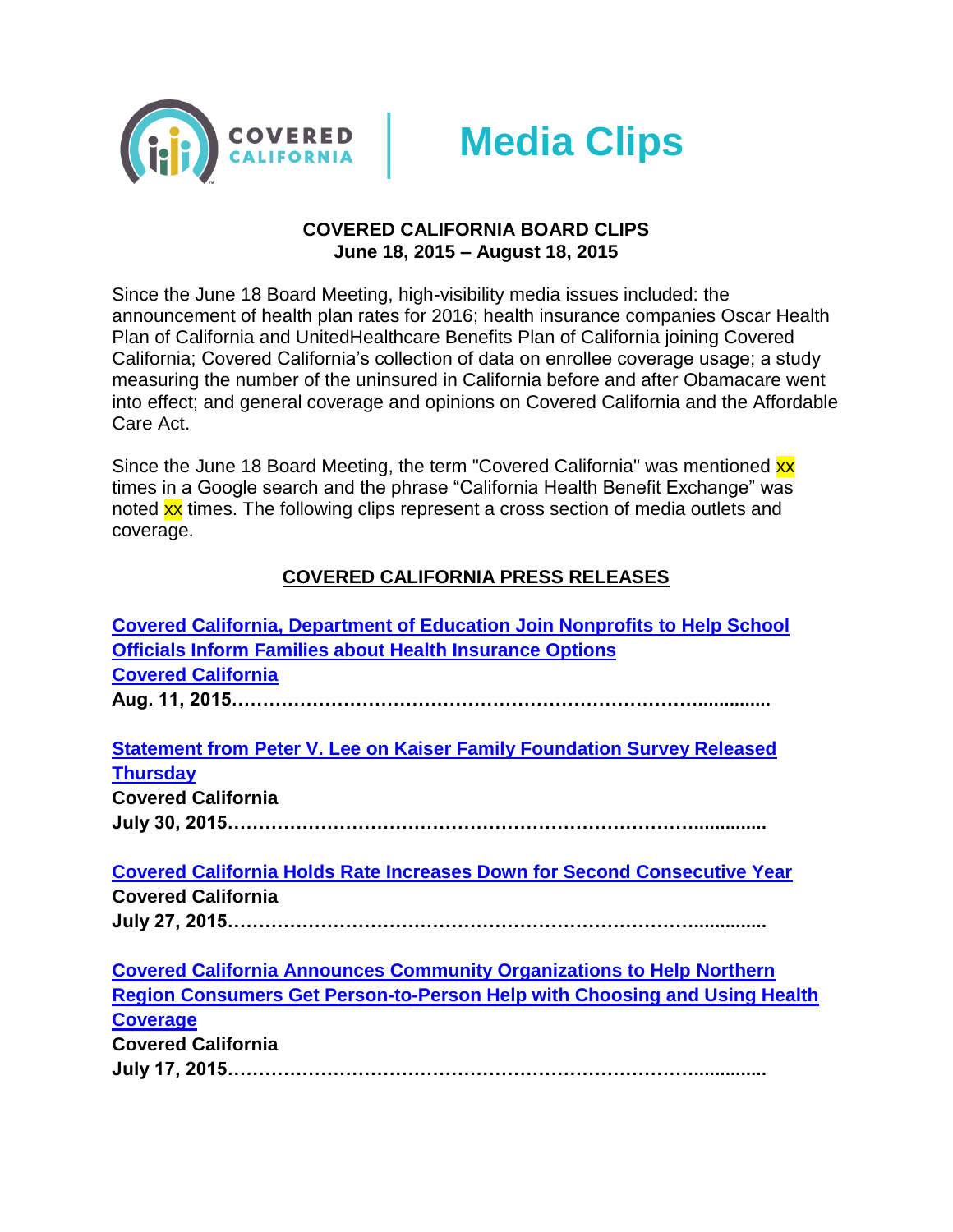# Media Clips

**COVERED CALIFORNIA BOARD CLIPS**
**June 18, 2015 – August 18, 2015**

Since the June 18 Board Meeting, high-visibility media issues included: the announcement of health plan rates for 2016; health insurance companies Oscar Health Plan of California and UnitedHealthcare Benefits Plan of California joining Covered California; Covered California's collection of data on enrollee coverage usage; a study measuring the number of the uninsured in California before and after Obamacare went into effect; and general coverage and opinions on Covered California and the Affordable Care Act.

Since the June 18 Board Meeting, the term "Covered California" was mentioned xx times in a Google search and the phrase "California Health Benefit Exchange" was noted xx times. The following clips represent a cross section of media outlets and coverage.

## COVERED CALIFORNIA PRESS RELEASES

**Covered California, Department of Education Join Nonprofits to Help School Officials Inform Families about Health Insurance Options**
**Covered California**
**Aug. 11, 2015…………………………………………………………………….............**

**Statement from Peter V. Lee on Kaiser Family Foundation Survey Released Thursday**
**Covered California**
**July 30, 2015…………………………………………………………………….............**

**Covered California Holds Rate Increases Down for Second Consecutive Year**
**Covered California**
**July 27, 2015…………………………………………………………………….............**

**Covered California Announces Community Organizations to Help Northern Region Consumers Get Person-to-Person Help with Choosing and Using Health Coverage**
**Covered California**
**July 17, 2015…………………………………………………………………….............**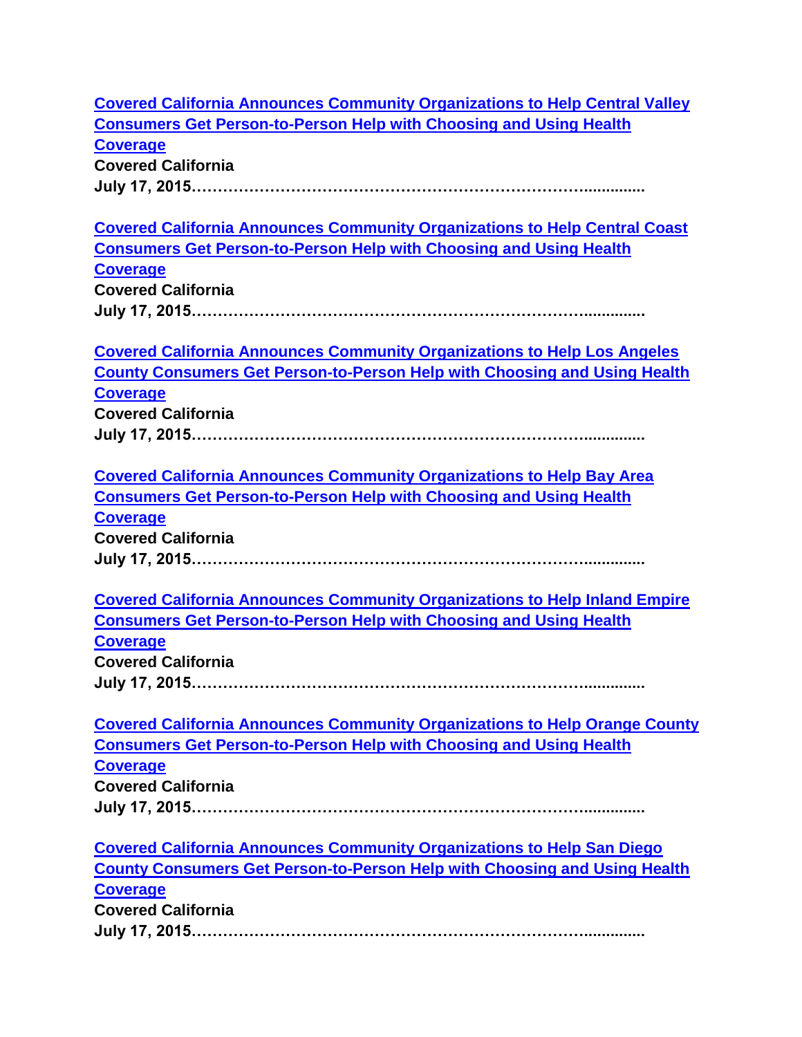[Covered California Announces Community Organizations to Help Central Valley Consumers Get Person-to-Person Help with Choosing and Using Health Coverage]
**Covered California**
**July 17, 2015……………………………………………………………………..............**

[Covered California Announces Community Organizations to Help Central Coast Consumers Get Person-to-Person Help with Choosing and Using Health Coverage]
**Covered California**
**July 17, 2015……………………………………………………………………..............**

[Covered California Announces Community Organizations to Help Los Angeles County Consumers Get Person-to-Person Help with Choosing and Using Health Coverage]
**Covered California**
**July 17, 2015……………………………………………………………………..............**

[Covered California Announces Community Organizations to Help Bay Area Consumers Get Person-to-Person Help with Choosing and Using Health Coverage]
**Covered California**
**July 17, 2015……………………………………………………………………..............**

[Covered California Announces Community Organizations to Help Inland Empire Consumers Get Person-to-Person Help with Choosing and Using Health Coverage]
**Covered California**
**July 17, 2015……………………………………………………………………..............**

[Covered California Announces Community Organizations to Help Orange County Consumers Get Person-to-Person Help with Choosing and Using Health Coverage]
**Covered California**
**July 17, 2015……………………………………………………………………..............**

[Covered California Announces Community Organizations to Help San Diego County Consumers Get Person-to-Person Help with Choosing and Using Health Coverage]
**Covered California**
**July 17, 2015……………………………………………………………………..............**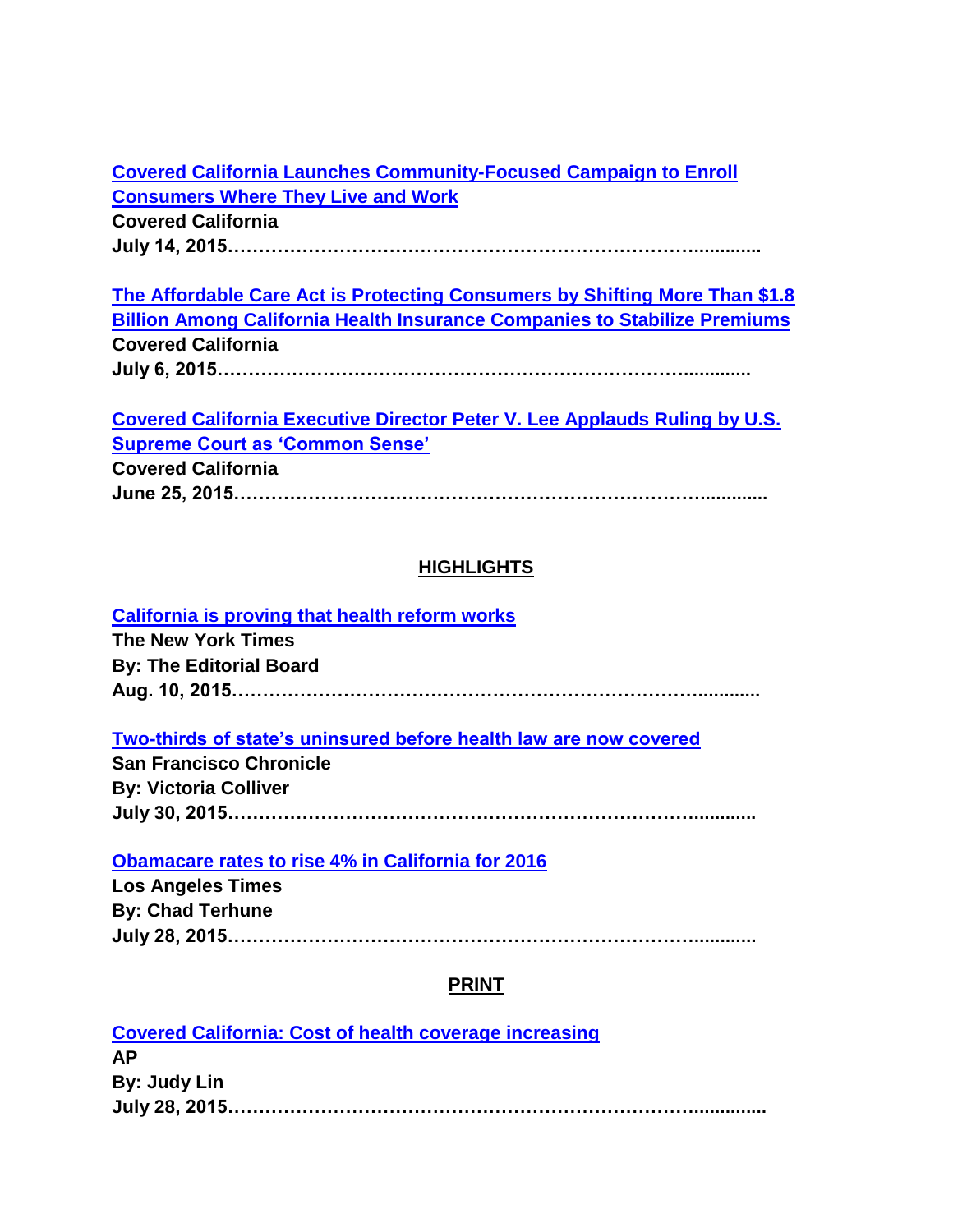**Covered California Launches Community-Focused Campaign to Enroll Consumers Where They Live and Work**
**Covered California**
**July 14, 2015……………………………………………………………………...........**

**The Affordable Care Act is Protecting Consumers by Shifting More Than $1.8 Billion Among California Health Insurance Companies to Stabilize Premiums**
**Covered California**
**July 6, 2015……………………………………………………………………...........**

**Covered California Executive Director Peter V. Lee Applauds Ruling by U.S. Supreme Court as 'Common Sense'**
**Covered California**
**June 25, 2015……………………………………………………………………...........**

## HIGHLIGHTS

**California is proving that health reform works**
**The New York Times**
**By: The Editorial Board**
**Aug. 10, 2015……………………………………………………………………...........**

**Two-thirds of state's uninsured before health law are now covered**
**San Francisco Chronicle**
**By: Victoria Colliver**
**July 30, 2015……………………………………………………………………...........**

**Obamacare rates to rise 4% in California for 2016**
**Los Angeles Times**
**By: Chad Terhune**
**July 28, 2015……………………………………………………………………...........**

## PRINT

**Covered California: Cost of health coverage increasing**
**AP**
**By: Judy Lin**
**July 28, 2015……………………………………………………………………...........**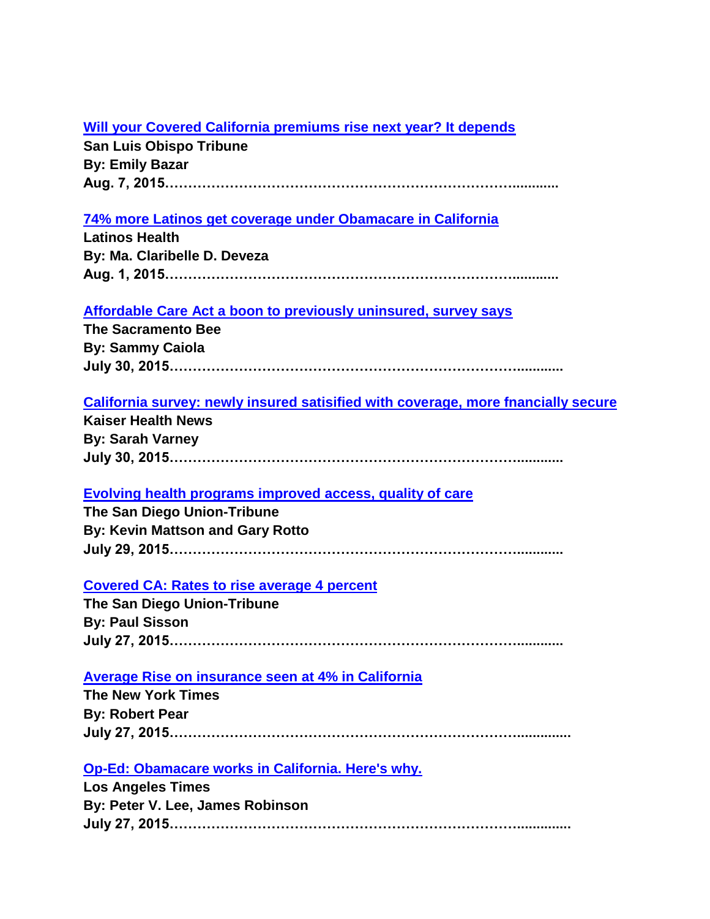[Will your Covered California premiums rise next year? It depends]
**San Luis Obispo Tribune**
**By: Emily Bazar**
**Aug. 7, 2015……………………………………………………………………...........**

[74% more Latinos get coverage under Obamacare in California]
**Latinos Health**
**By: Ma. Claribelle D. Deveza**
**Aug. 1, 2015……………………………………………………………………...........**

[Affordable Care Act a boon to previously uninsured, survey says]
**The Sacramento Bee**
**By: Sammy Caiola**
**July 30, 2015……………………………………………………………………...........**

[California survey: newly insured satisified with coverage, more fnancially secure]
**Kaiser Health News**
**By: Sarah Varney**
**July 30, 2015……………………………………………………………………...........**

[Evolving health programs improved access, quality of care]
**The San Diego Union-Tribune**
**By: Kevin Mattson and Gary Rotto**
**July 29, 2015……………………………………………………………………...........**

[Covered CA: Rates to rise average 4 percent]
**The San Diego Union-Tribune**
**By: Paul Sisson**
**July 27, 2015……………………………………………………………………...........**

[Average Rise on insurance seen at 4% in California]
**The New York Times**
**By: Robert Pear**
**July 27, 2015……………………………………………………………………..............**

[Op-Ed: Obamacare works in California. Here's why.]
**Los Angeles Times**
**By: Peter V. Lee, James Robinson**
**July 27, 2015……………………………………………………………………..............**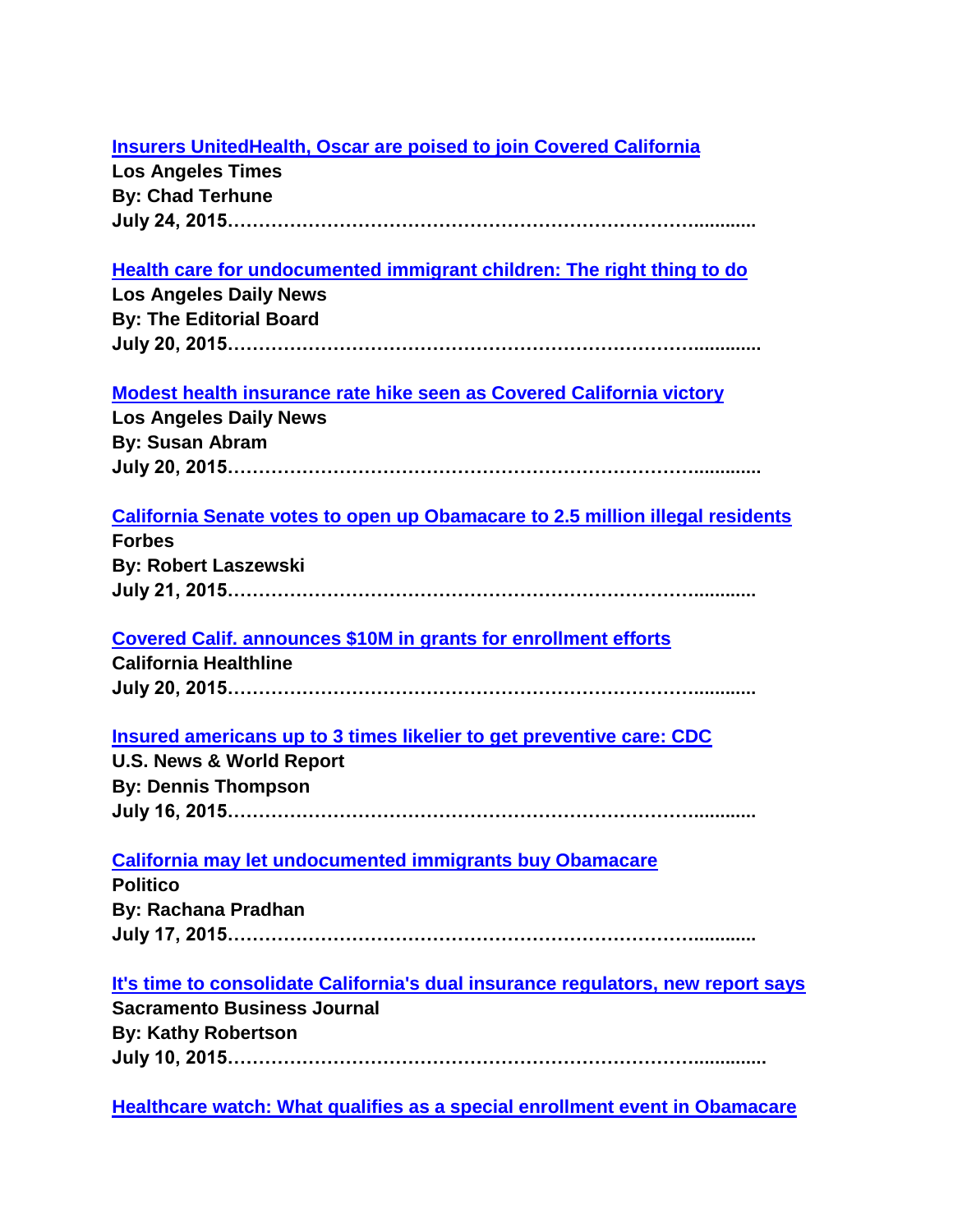[Insurers UnitedHealth, Oscar are poised to join Covered California]()
**Los Angeles Times**
**By: Chad Terhune**
**July 24, 2015……………………………………………………………………..........**

[Health care for undocumented immigrant children: The right thing to do]()
**Los Angeles Daily News**
**By: The Editorial Board**
**July 20, 2015……………………………………………………………………..........**

[Modest health insurance rate hike seen as Covered California victory]()
**Los Angeles Daily News**
**By: Susan Abram**
**July 20, 2015……………………………………………………………………..........**

[California Senate votes to open up Obamacare to 2.5 million illegal residents]()
**Forbes**
**By: Robert Laszewski**
**July 21, 2015……………………………………………………………………..........**

[Covered Calif. announces $10M in grants for enrollment efforts]()
**California Healthline**
**July 20, 2015……………………………………………………………………..........**

[Insured americans up to 3 times likelier to get preventive care: CDC]()
**U.S. News & World Report**
**By: Dennis Thompson**
**July 16, 2015……………………………………………………………………..........**

[California may let undocumented immigrants buy Obamacare]()
**Politico**
**By: Rachana Pradhan**
**July 17, 2015……………………………………………………………………..........**

[It's time to consolidate California's dual insurance regulators, new report says]()
**Sacramento Business Journal**
**By: Kathy Robertson**
**July 10, 2015……………………………………………………………………..........**

[Healthcare watch: What qualifies as a special enrollment event in Obamacare]()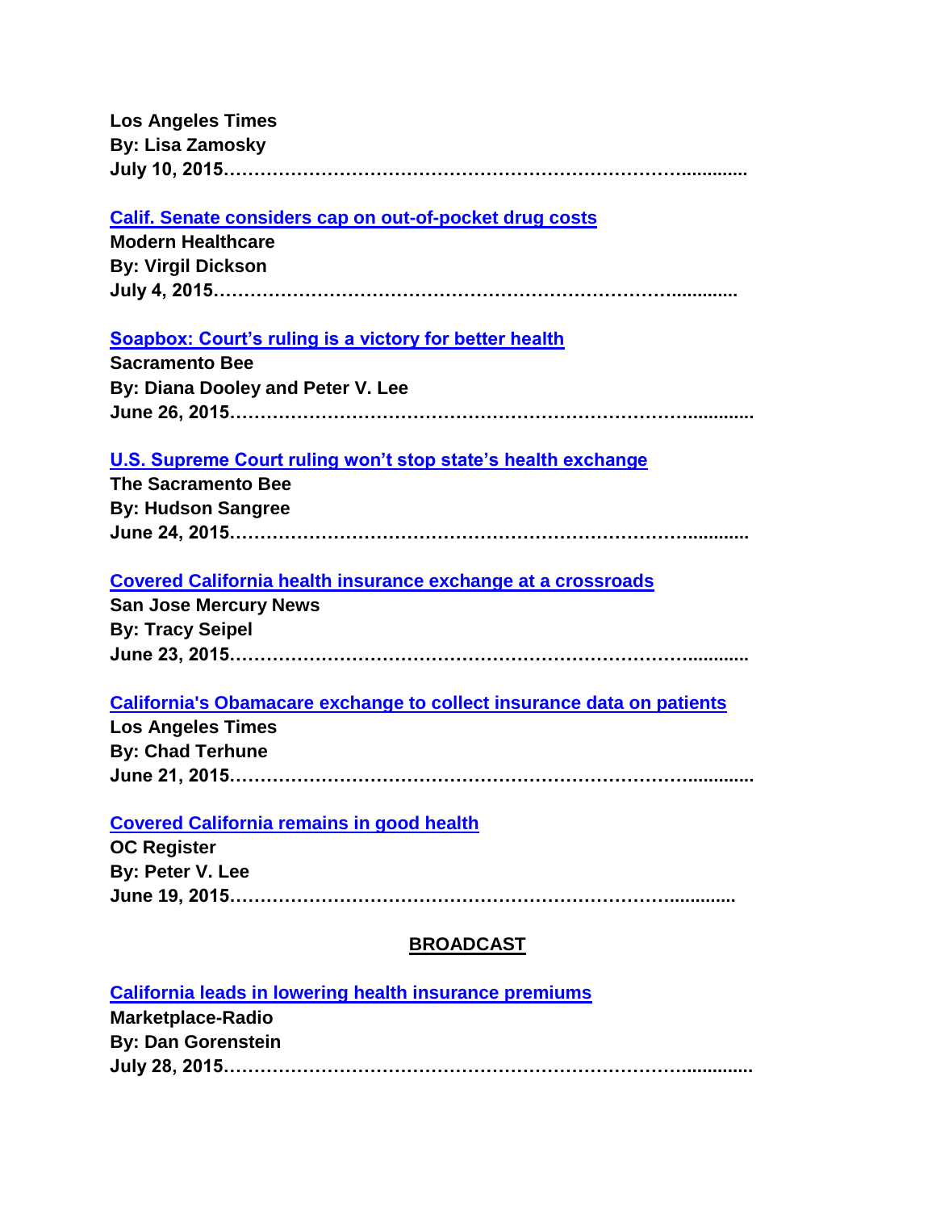**Los Angeles Times**
**By: Lisa Zamosky**
**July 10, 2015………………………………………………………………….............**

**Calif. Senate considers cap on out-of-pocket drug costs**
**Modern Healthcare**
**By: Virgil Dickson**
**July 4, 2015…………………………………………………………………….............**

**Soapbox: Court's ruling is a victory for better health**
**Sacramento Bee**
**By: Diana Dooley and Peter V. Lee**
**June 26, 2015………………………………………………………………….............**

**U.S. Supreme Court ruling won't stop state's health exchange**
**The Sacramento Bee**
**By: Hudson Sangree**
**June 24, 2015………………………………………………………………….............**

**Covered California health insurance exchange at a crossroads**
**San Jose Mercury News**
**By: Tracy Seipel**
**June 23, 2015………………………………………………………………….............**

**California's Obamacare exchange to collect insurance data on patients**
**Los Angeles Times**
**By: Chad Terhune**
**June 21, 2015………………………………………………………………….............**

**Covered California remains in good health**
**OC Register**
**By: Peter V. Lee**
**June 19, 2015………………………………………………………………….............**

## BROADCAST

**California leads in lowering health insurance premiums**
**Marketplace-Radio**
**By: Dan Gorenstein**
**July 28, 2015………………………………………………………………….............**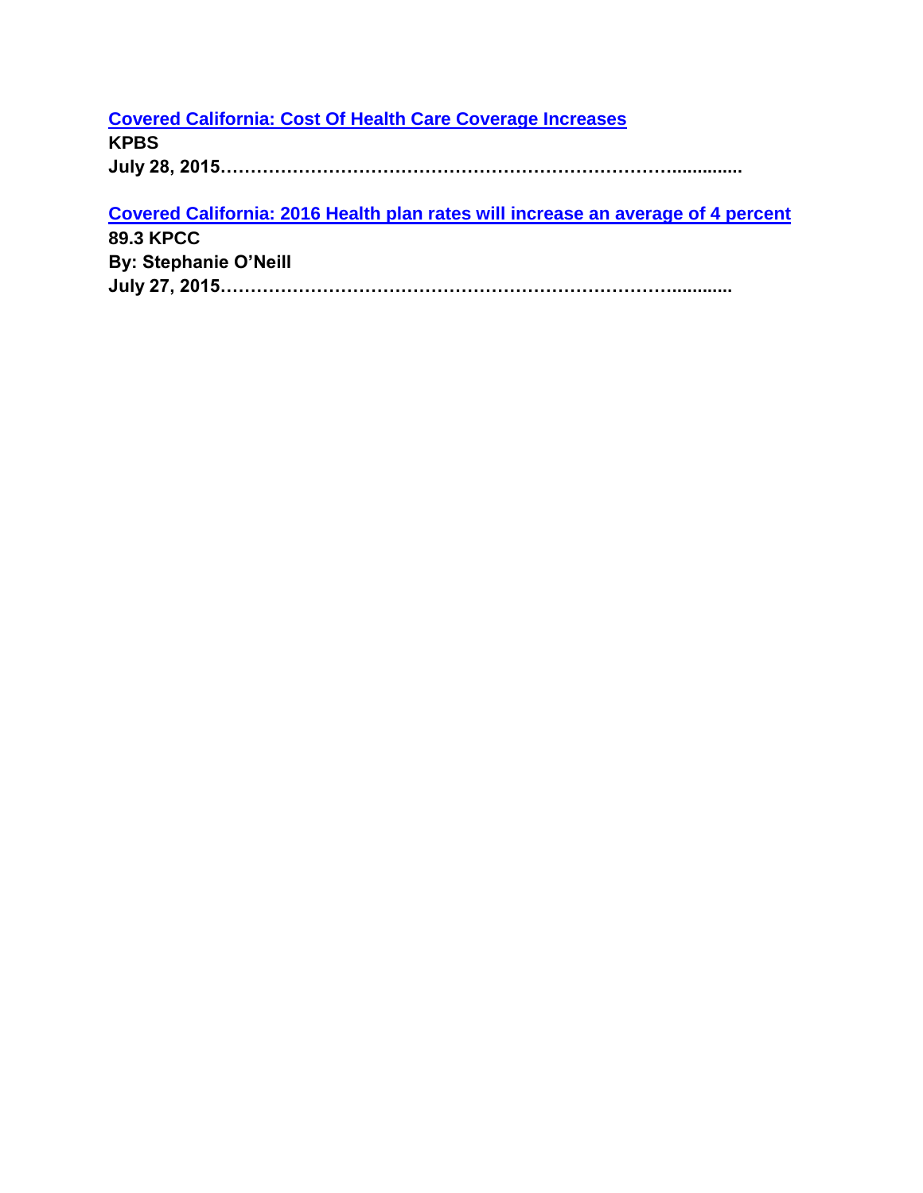**[Covered California: Cost Of Health Care Coverage Increases]**
**KPBS**
**July 28, 2015…………………………………………………………………….............**

**[Covered California: 2016 Health plan rates will increase an average of 4 percent]**
**89.3 KPCC**
**By: Stephanie O'Neill**
**July 27, 2015…………………………………………………………………...........**